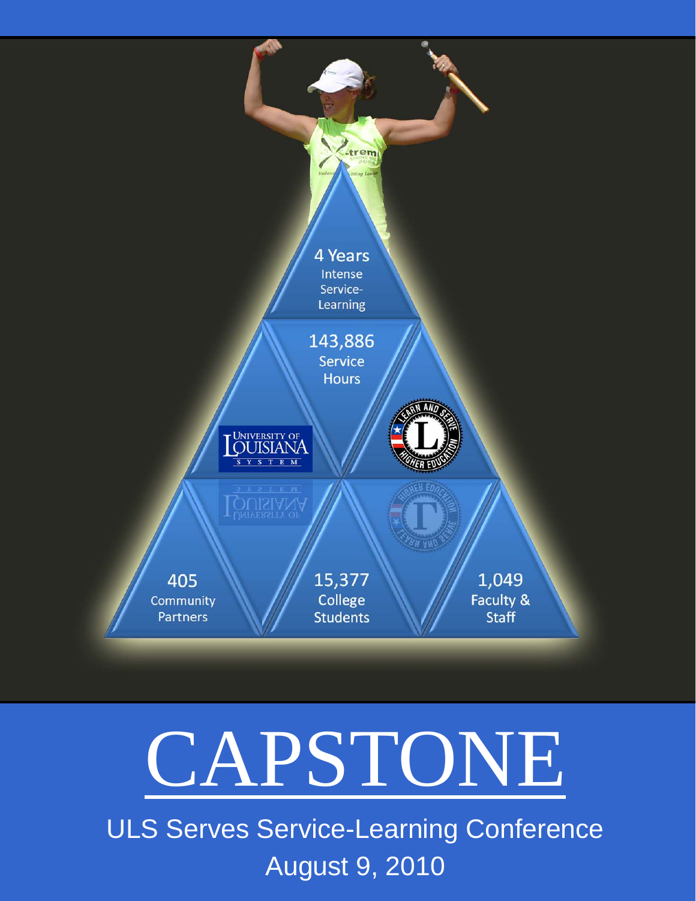4 Years
Intense
Service-
Learning

143,886
Service
Hours

405
Community
Partners

15,377
College
Students

1,049
Faculty &
Staff

# CAPSTONE

ULS Serves Service-Learning Conference

August 9, 2010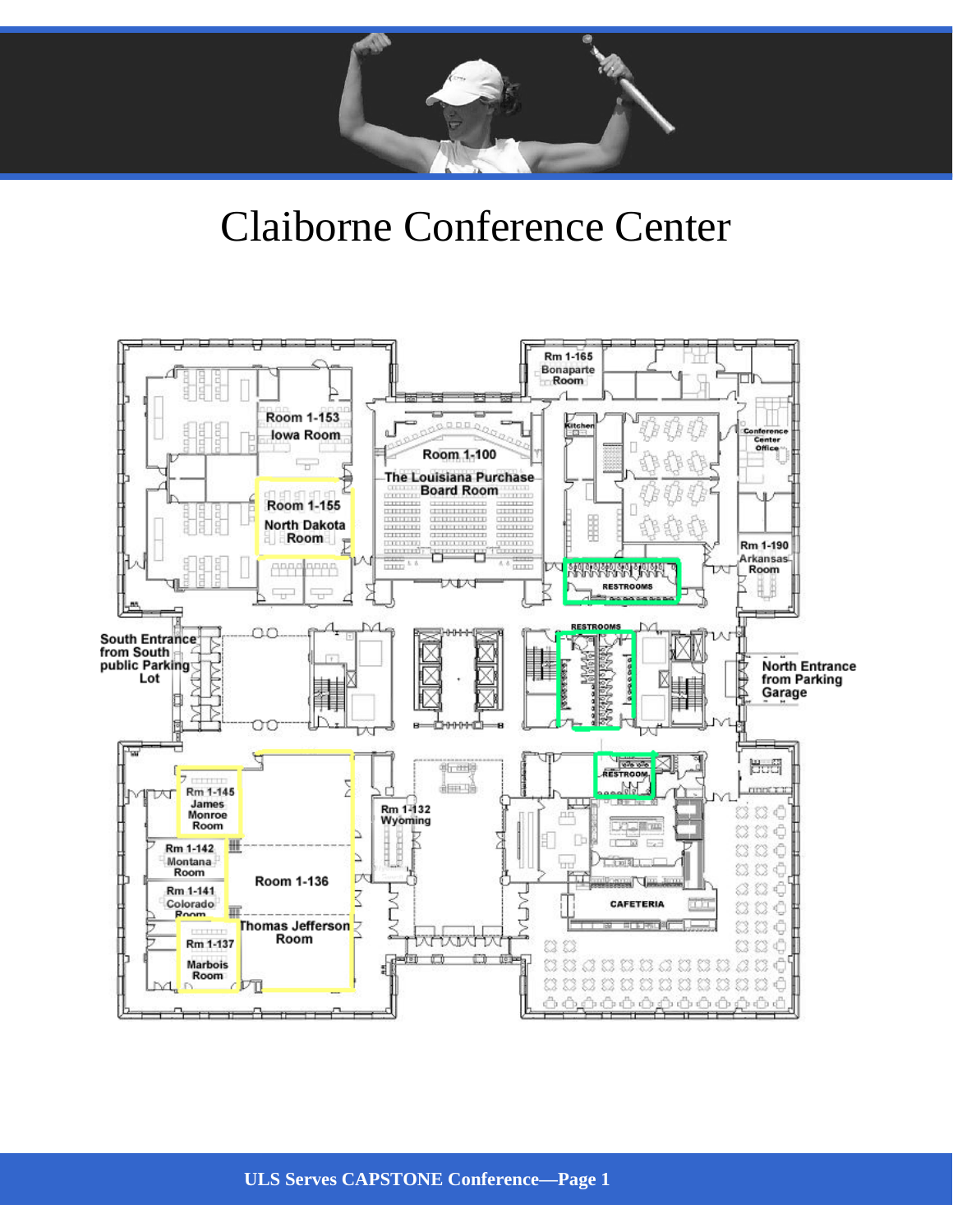# Claiborne Conference Center

Rm 1-165 Bonaparte Room

Room 1-153 Iowa Room

Room 1-100 The Louisiana Purchase Board Room

Kitchen

Conference Center Office

Room 1-155 North Dakota Room

Rm 1-190 Arkansas Room

RESTROOMS

South Entrance from South public Parking Lot

RESTROOMS

North Entrance from Parking Garage

RESTROOM

Rm 1-145 James Monroe Room

Rm 1-132 Wyoming

Rm 1-142 Montana Room

Room 1-136

Rm 1-141 Colorado Room

CAFETERIA

Thomas Jefferson Room

Rm 1-137 Marbois Room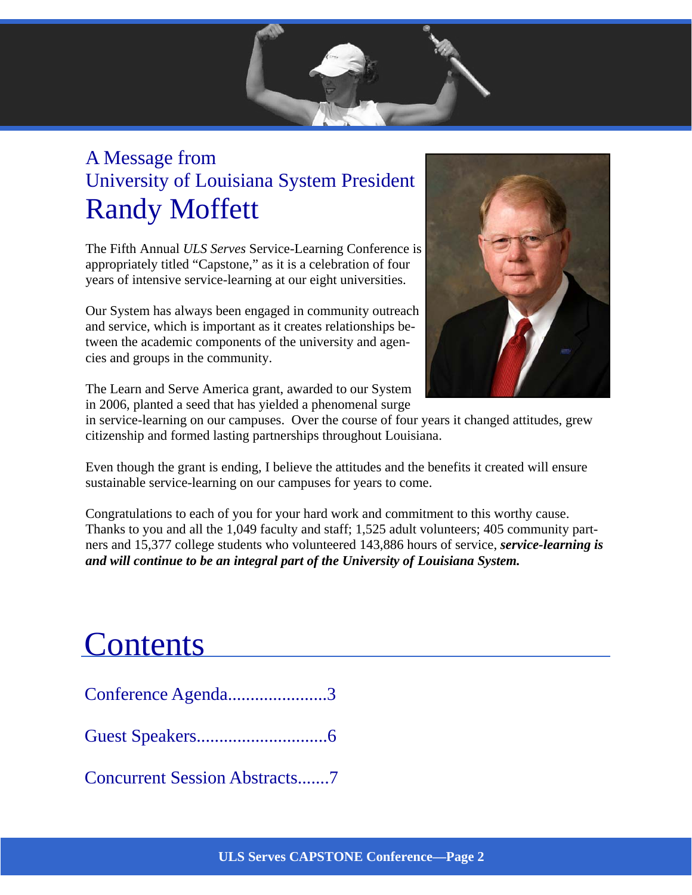# A Message from University of Louisiana System President Randy Moffett

The Fifth Annual *ULS Serves* Service-Learning Conference is appropriately titled "Capstone," as it is a celebration of four years of intensive service-learning at our eight universities.

Our System has always been engaged in community outreach and service, which is important as it creates relationships between the academic components of the university and agencies and groups in the community.

The Learn and Serve America grant, awarded to our System in 2006, planted a seed that has yielded a phenomenal surge in service-learning on our campuses. Over the course of four years it changed attitudes, grew citizenship and formed lasting partnerships throughout Louisiana.

Even though the grant is ending, I believe the attitudes and the benefits it created will ensure sustainable service-learning on our campuses for years to come.

Congratulations to each of you for your hard work and commitment to this worthy cause. Thanks to you and all the 1,049 faculty and staff; 1,525 adult volunteers; 405 community partners and 15,377 college students who volunteered 143,886 hours of service, ***service-learning is and will continue to be an integral part of the University of Louisiana System.***

# Contents

Conference Agenda......................3

Guest Speakers.............................6

Concurrent Session Abstracts.......7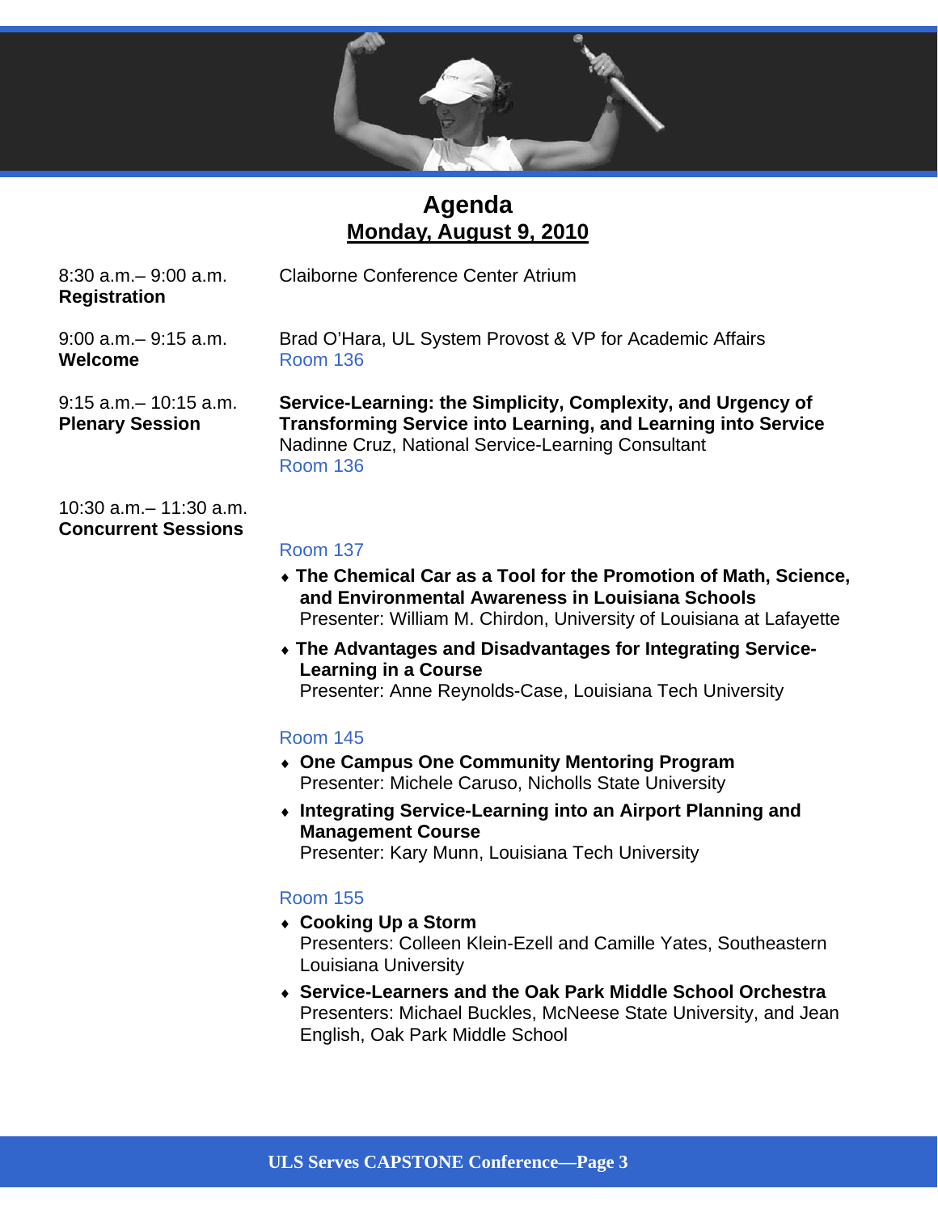# Agenda

## Monday, August 9, 2010

8:30 a.m.– 9:00 a.m.
**Registration**

Claiborne Conference Center Atrium

9:00 a.m.– 9:15 a.m.
**Welcome**

Brad O'Hara, UL System Provost & VP for Academic Affairs
Room 136

9:15 a.m.– 10:15 a.m.
**Plenary Session**

**Service-Learning: the Simplicity, Complexity, and Urgency of Transforming Service into Learning, and Learning into Service**
Nadinne Cruz, National Service-Learning Consultant
Room 136

10:30 a.m.– 11:30 a.m.
**Concurrent Sessions**

Room 137

- **The Chemical Car as a Tool for the Promotion of Math, Science, and Environmental Awareness in Louisiana Schools**
  Presenter: William M. Chirdon, University of Louisiana at Lafayette
- **The Advantages and Disadvantages for Integrating Service-Learning in a Course**
  Presenter: Anne Reynolds-Case, Louisiana Tech University

Room 145

- **One Campus One Community Mentoring Program**
  Presenter: Michele Caruso, Nicholls State University
- **Integrating Service-Learning into an Airport Planning and Management Course**
  Presenter: Kary Munn, Louisiana Tech University

Room 155

- **Cooking Up a Storm**
  Presenters: Colleen Klein-Ezell and Camille Yates, Southeastern Louisiana University
- **Service-Learners and the Oak Park Middle School Orchestra**
  Presenters: Michael Buckles, McNeese State University, and Jean English, Oak Park Middle School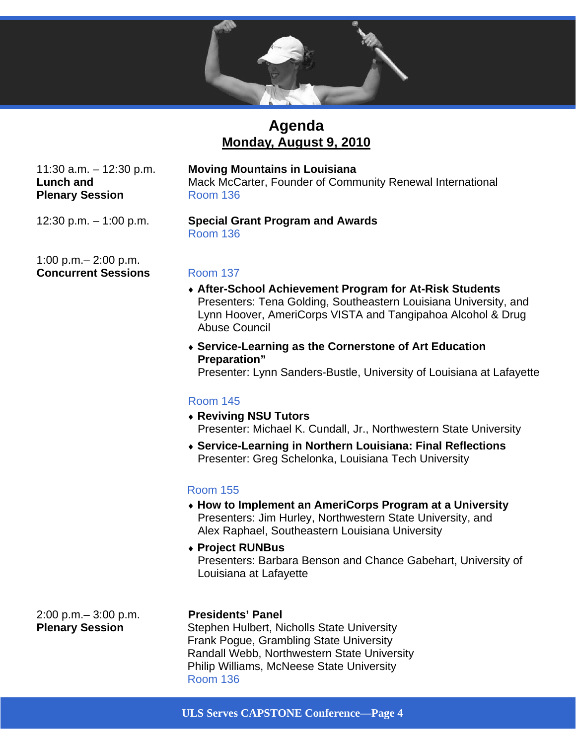# Agenda

## Monday, August 9, 2010

11:30 a.m. – 12:30 p.m.
**Lunch and Plenary Session**

**Moving Mountains in Louisiana**
Mack McCarter, Founder of Community Renewal International
Room 136

12:30 p.m. – 1:00 p.m.

**Special Grant Program and Awards**
Room 136

1:00 p.m.– 2:00 p.m.
**Concurrent Sessions**

Room 137

- **After-School Achievement Program for At-Risk Students**
  Presenters: Tena Golding, Southeastern Louisiana University, and Lynn Hoover, AmeriCorps VISTA and Tangipahoa Alcohol & Drug Abuse Council
- **Service-Learning as the Cornerstone of Art Education Preparation"**
  Presenter: Lynn Sanders-Bustle, University of Louisiana at Lafayette

Room 145

- **Reviving NSU Tutors**
  Presenter: Michael K. Cundall, Jr., Northwestern State University
- **Service-Learning in Northern Louisiana: Final Reflections**
  Presenter: Greg Schelonka, Louisiana Tech University

Room 155

- **How to Implement an AmeriCorps Program at a University**
  Presenters: Jim Hurley, Northwestern State University, and Alex Raphael, Southeastern Louisiana University
- **Project RUNBus**
  Presenters: Barbara Benson and Chance Gabehart, University of Louisiana at Lafayette

2:00 p.m.– 3:00 p.m.
**Plenary Session**

**Presidents' Panel**
Stephen Hulbert, Nicholls State University
Frank Pogue, Grambling State University
Randall Webb, Northwestern State University
Philip Williams, McNeese State University
Room 136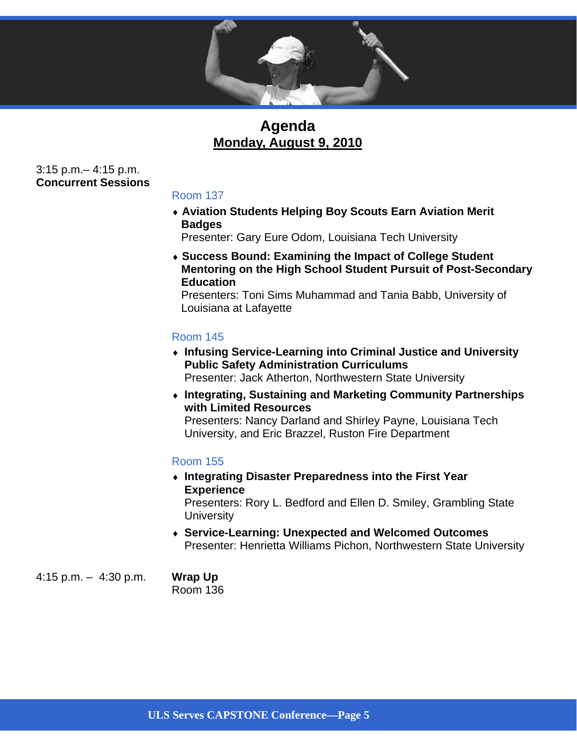# Agenda

## Monday, August 9, 2010

3:15 p.m.– 4:15 p.m.
**Concurrent Sessions**

Room 137

- **Aviation Students Helping Boy Scouts Earn Aviation Merit Badges**
  Presenter: Gary Eure Odom, Louisiana Tech University
- **Success Bound: Examining the Impact of College Student Mentoring on the High School Student Pursuit of Post-Secondary Education**
  Presenters: Toni Sims Muhammad and Tania Babb, University of Louisiana at Lafayette

Room 145

- **Infusing Service-Learning into Criminal Justice and University Public Safety Administration Curriculums**
  Presenter: Jack Atherton, Northwestern State University
- **Integrating, Sustaining and Marketing Community Partnerships with Limited Resources**
  Presenters: Nancy Darland and Shirley Payne, Louisiana Tech University, and Eric Brazzel, Ruston Fire Department

Room 155

- **Integrating Disaster Preparedness into the First Year Experience**
  Presenters: Rory L. Bedford and Ellen D. Smiley, Grambling State University
- **Service-Learning: Unexpected and Welcomed Outcomes**
  Presenter: Henrietta Williams Pichon, Northwestern State University

4:15 p.m. – 4:30 p.m. **Wrap Up**
Room 136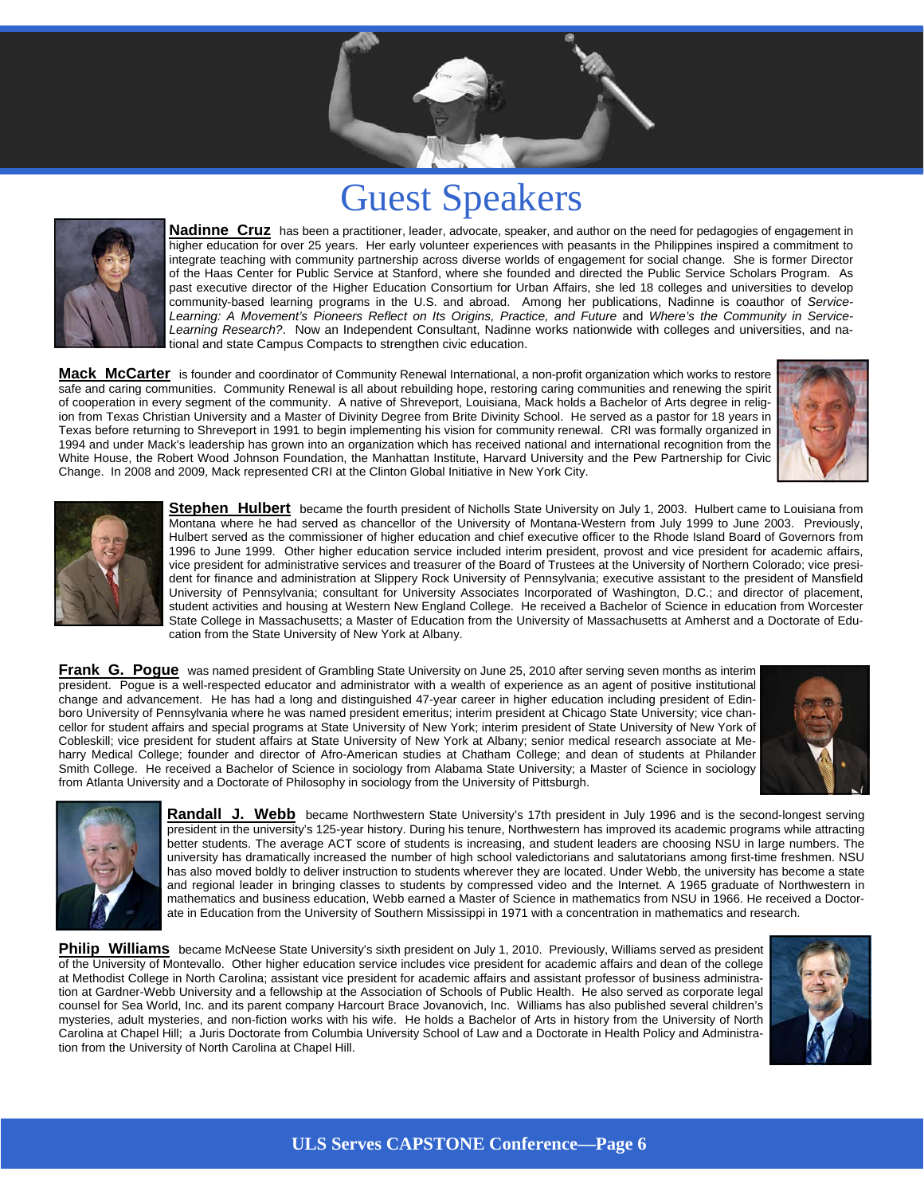# Guest Speakers

**Nadinne Cruz** has been a practitioner, leader, advocate, speaker, and author on the need for pedagogies of engagement in higher education for over 25 years. Her early volunteer experiences with peasants in the Philippines inspired a commitment to integrate teaching with community partnership across diverse worlds of engagement for social change. She is former Director of the Haas Center for Public Service at Stanford, where she founded and directed the Public Service Scholars Program. As past executive director of the Higher Education Consortium for Urban Affairs, she led 18 colleges and universities to develop community-based learning programs in the U.S. and abroad. Among her publications, Nadinne is coauthor of *Service-Learning: A Movement's Pioneers Reflect on Its Origins, Practice, and Future* and *Where's the Community in Service-Learning Research?*. Now an Independent Consultant, Nadinne works nationwide with colleges and universities, and national and state Campus Compacts to strengthen civic education.

**Mack McCarter** is founder and coordinator of Community Renewal International, a non-profit organization which works to restore safe and caring communities. Community Renewal is all about rebuilding hope, restoring caring communities and renewing the spirit of cooperation in every segment of the community. A native of Shreveport, Louisiana, Mack holds a Bachelor of Arts degree in religion from Texas Christian University and a Master of Divinity Degree from Brite Divinity School. He served as a pastor for 18 years in Texas before returning to Shreveport in 1991 to begin implementing his vision for community renewal. CRI was formally organized in 1994 and under Mack's leadership has grown into an organization which has received national and international recognition from the White House, the Robert Wood Johnson Foundation, the Manhattan Institute, Harvard University and the Pew Partnership for Civic Change. In 2008 and 2009, Mack represented CRI at the Clinton Global Initiative in New York City.

**Stephen Hulbert** became the fourth president of Nicholls State University on July 1, 2003. Hulbert came to Louisiana from Montana where he had served as chancellor of the University of Montana-Western from July 1999 to June 2003. Previously, Hulbert served as the commissioner of higher education and chief executive officer to the Rhode Island Board of Governors from 1996 to June 1999. Other higher education service included interim president, provost and vice president for academic affairs, vice president for administrative services and treasurer of the Board of Trustees at the University of Northern Colorado; vice president for finance and administration at Slippery Rock University of Pennsylvania; executive assistant to the president of Mansfield University of Pennsylvania; consultant for University Associates Incorporated of Washington, D.C.; and director of placement, student activities and housing at Western New England College. He received a Bachelor of Science in education from Worcester State College in Massachusetts; a Master of Education from the University of Massachusetts at Amherst and a Doctorate of Education from the State University of New York at Albany.

**Frank G. Pogue** was named president of Grambling State University on June 25, 2010 after serving seven months as interim president. Pogue is a well-respected educator and administrator with a wealth of experience as an agent of positive institutional change and advancement. He has had a long and distinguished 47-year career in higher education including president of Edinboro University of Pennsylvania where he was named president emeritus; interim president at Chicago State University; vice chancellor for student affairs and special programs at State University of New York; interim president of State University of New York of Cobleskill; vice president for student affairs at State University of New York at Albany; senior medical research associate at Meharry Medical College; founder and director of Afro-American studies at Chatham College; and dean of students at Philander Smith College. He received a Bachelor of Science in sociology from Alabama State University; a Master of Science in sociology from Atlanta University and a Doctorate of Philosophy in sociology from the University of Pittsburgh.

**Randall J. Webb** became Northwestern State University's 17th president in July 1996 and is the second-longest serving president in the university's 125-year history. During his tenure, Northwestern has improved its academic programs while attracting better students. The average ACT score of students is increasing, and student leaders are choosing NSU in large numbers. The university has dramatically increased the number of high school valedictorians and salutatorians among first-time freshmen. NSU has also moved boldly to deliver instruction to students wherever they are located. Under Webb, the university has become a state and regional leader in bringing classes to students by compressed video and the Internet. A 1965 graduate of Northwestern in mathematics and business education, Webb earned a Master of Science in mathematics from NSU in 1966. He received a Doctorate in Education from the University of Southern Mississippi in 1971 with a concentration in mathematics and research.

**Philip Williams** became McNeese State University's sixth president on July 1, 2010. Previously, Williams served as president of the University of Montevallo. Other higher education service includes vice president for academic affairs and dean of the college at Methodist College in North Carolina; assistant vice president for academic affairs and assistant professor of business administration at Gardner-Webb University and a fellowship at the Association of Schools of Public Health. He also served as corporate legal counsel for Sea World, Inc. and its parent company Harcourt Brace Jovanovich, Inc. Williams has also published several children's mysteries, adult mysteries, and non-fiction works with his wife. He holds a Bachelor of Arts in history from the University of North Carolina at Chapel Hill; a Juris Doctorate from Columbia University School of Law and a Doctorate in Health Policy and Administration from the University of North Carolina at Chapel Hill.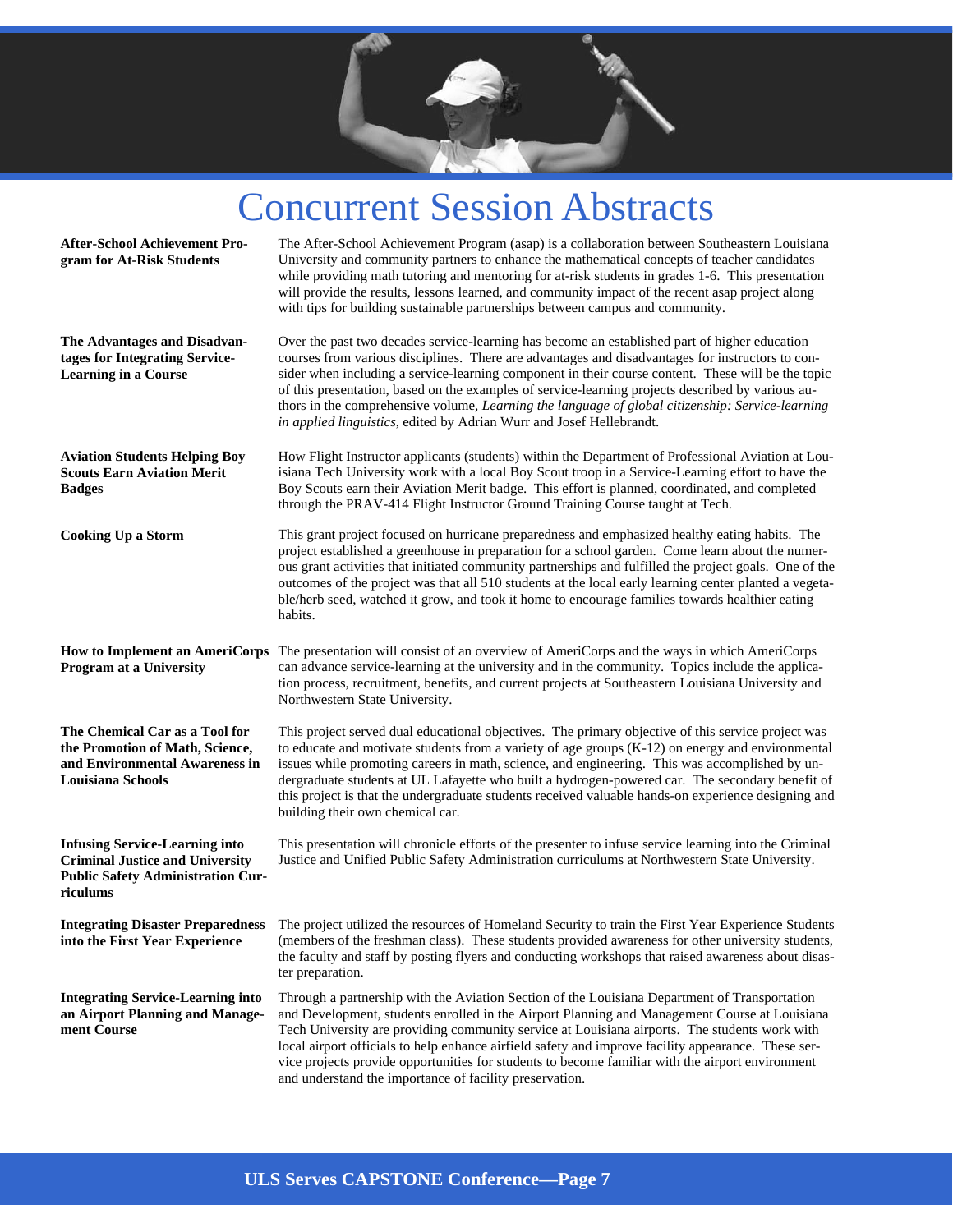# Concurrent Session Abstracts

**After-School Achievement Program for At-Risk Students**

The After-School Achievement Program (asap) is a collaboration between Southeastern Louisiana University and community partners to enhance the mathematical concepts of teacher candidates while providing math tutoring and mentoring for at-risk students in grades 1-6. This presentation will provide the results, lessons learned, and community impact of the recent asap project along with tips for building sustainable partnerships between campus and community.

**The Advantages and Disadvantages for Integrating Service-Learning in a Course**

Over the past two decades service-learning has become an established part of higher education courses from various disciplines. There are advantages and disadvantages for instructors to consider when including a service-learning component in their course content. These will be the topic of this presentation, based on the examples of service-learning projects described by various authors in the comprehensive volume, *Learning the language of global citizenship: Service-learning in applied linguistics*, edited by Adrian Wurr and Josef Hellebrandt.

**Aviation Students Helping Boy Scouts Earn Aviation Merit Badges**

How Flight Instructor applicants (students) within the Department of Professional Aviation at Louisiana Tech University work with a local Boy Scout troop in a Service-Learning effort to have the Boy Scouts earn their Aviation Merit badge. This effort is planned, coordinated, and completed through the PRAV-414 Flight Instructor Ground Training Course taught at Tech.

**Cooking Up a Storm**

This grant project focused on hurricane preparedness and emphasized healthy eating habits. The project established a greenhouse in preparation for a school garden. Come learn about the numerous grant activities that initiated community partnerships and fulfilled the project goals. One of the outcomes of the project was that all 510 students at the local early learning center planted a vegetable/herb seed, watched it grow, and took it home to encourage families towards healthier eating habits.

**How to Implement an AmeriCorps Program at a University**

The presentation will consist of an overview of AmeriCorps and the ways in which AmeriCorps can advance service-learning at the university and in the community. Topics include the application process, recruitment, benefits, and current projects at Southeastern Louisiana University and Northwestern State University.

**The Chemical Car as a Tool for the Promotion of Math, Science, and Environmental Awareness in Louisiana Schools**

This project served dual educational objectives. The primary objective of this service project was to educate and motivate students from a variety of age groups (K-12) on energy and environmental issues while promoting careers in math, science, and engineering. This was accomplished by undergraduate students at UL Lafayette who built a hydrogen-powered car. The secondary benefit of this project is that the undergraduate students received valuable hands-on experience designing and building their own chemical car.

**Infusing Service-Learning into Criminal Justice and University Public Safety Administration Curriculums**

This presentation will chronicle efforts of the presenter to infuse service learning into the Criminal Justice and Unified Public Safety Administration curriculums at Northwestern State University.

**Integrating Disaster Preparedness into the First Year Experience**

The project utilized the resources of Homeland Security to train the First Year Experience Students (members of the freshman class). These students provided awareness for other university students, the faculty and staff by posting flyers and conducting workshops that raised awareness about disaster preparation.

**Integrating Service-Learning into an Airport Planning and Management Course**

Through a partnership with the Aviation Section of the Louisiana Department of Transportation and Development, students enrolled in the Airport Planning and Management Course at Louisiana Tech University are providing community service at Louisiana airports. The students work with local airport officials to help enhance airfield safety and improve facility appearance. These service projects provide opportunities for students to become familiar with the airport environment and understand the importance of facility preservation.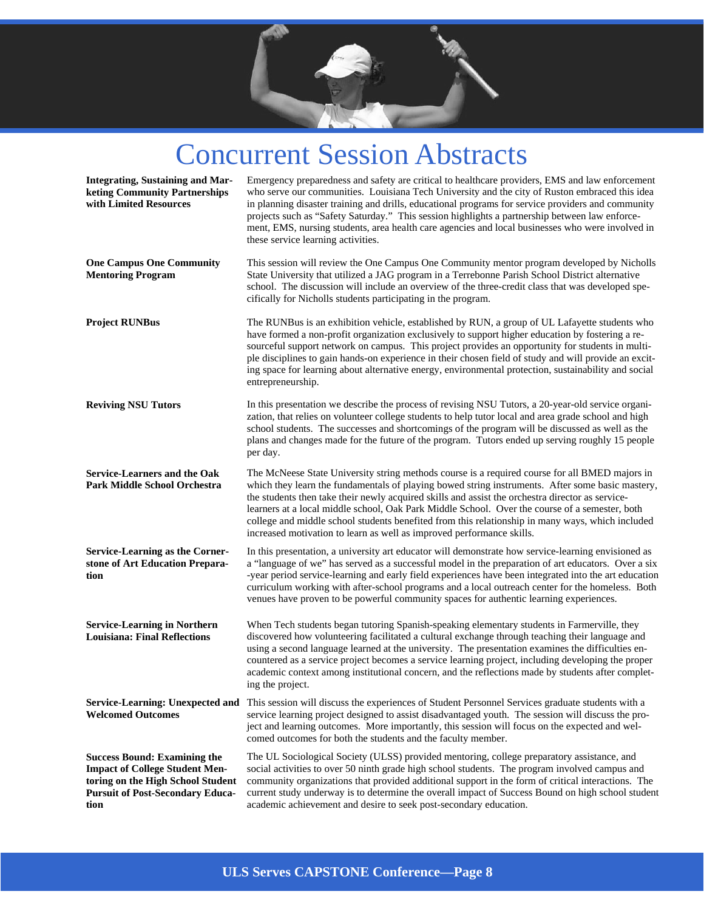# Concurrent Session Abstracts

**Integrating, Sustaining and Marketing Community Partnerships with Limited Resources**

Emergency preparedness and safety are critical to healthcare providers, EMS and law enforcement who serve our communities. Louisiana Tech University and the city of Ruston embraced this idea in planning disaster training and drills, educational programs for service providers and community projects such as "Safety Saturday." This session highlights a partnership between law enforcement, EMS, nursing students, area health care agencies and local businesses who were involved in these service learning activities.

**One Campus One Community Mentoring Program**

This session will review the One Campus One Community mentor program developed by Nicholls State University that utilized a JAG program in a Terrebonne Parish School District alternative school. The discussion will include an overview of the three-credit class that was developed specifically for Nicholls students participating in the program.

**Project RUNBus**

The RUNBus is an exhibition vehicle, established by RUN, a group of UL Lafayette students who have formed a non-profit organization exclusively to support higher education by fostering a resourceful support network on campus. This project provides an opportunity for students in multiple disciplines to gain hands-on experience in their chosen field of study and will provide an exciting space for learning about alternative energy, environmental protection, sustainability and social entrepreneurship.

**Reviving NSU Tutors**

In this presentation we describe the process of revising NSU Tutors, a 20-year-old service organization, that relies on volunteer college students to help tutor local and area grade school and high school students. The successes and shortcomings of the program will be discussed as well as the plans and changes made for the future of the program. Tutors ended up serving roughly 15 people per day.

**Service-Learners and the Oak Park Middle School Orchestra**

The McNeese State University string methods course is a required course for all BMED majors in which they learn the fundamentals of playing bowed string instruments. After some basic mastery, the students then take their newly acquired skills and assist the orchestra director as service-learners at a local middle school, Oak Park Middle School. Over the course of a semester, both college and middle school students benefited from this relationship in many ways, which included increased motivation to learn as well as improved performance skills.

**Service-Learning as the Cornerstone of Art Education Preparation**

In this presentation, a university art educator will demonstrate how service-learning envisioned as a "language of we" has served as a successful model in the preparation of art educators. Over a six-year period service-learning and early field experiences have been integrated into the art education curriculum working with after-school programs and a local outreach center for the homeless. Both venues have proven to be powerful community spaces for authentic learning experiences.

**Service-Learning in Northern Louisiana: Final Reflections**

When Tech students began tutoring Spanish-speaking elementary students in Farmerville, they discovered how volunteering facilitated a cultural exchange through teaching their language and using a second language learned at the university. The presentation examines the difficulties encountered as a service project becomes a service learning project, including developing the proper academic context among institutional concern, and the reflections made by students after completing the project.

**Service-Learning: Unexpected and Welcomed Outcomes**

This session will discuss the experiences of Student Personnel Services graduate students with a service learning project designed to assist disadvantaged youth. The session will discuss the project and learning outcomes. More importantly, this session will focus on the expected and welcomed outcomes for both the students and the faculty member.

**Success Bound: Examining the Impact of College Student Mentoring on the High School Student Pursuit of Post-Secondary Education**

The UL Sociological Society (ULSS) provided mentoring, college preparatory assistance, and social activities to over 50 ninth grade high school students. The program involved campus and community organizations that provided additional support in the form of critical interactions. The current study underway is to determine the overall impact of Success Bound on high school student academic achievement and desire to seek post-secondary education.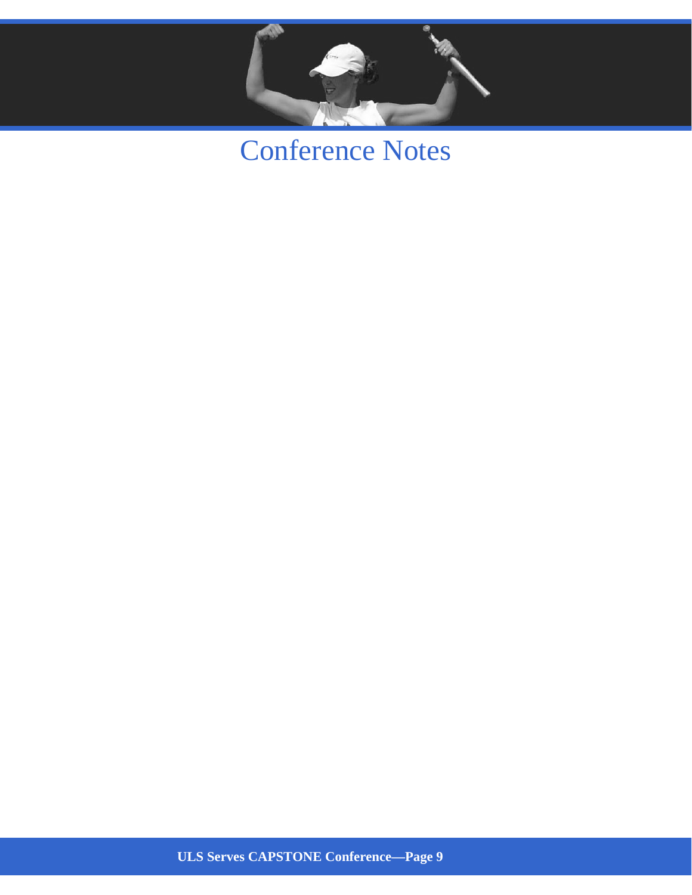# Conference Notes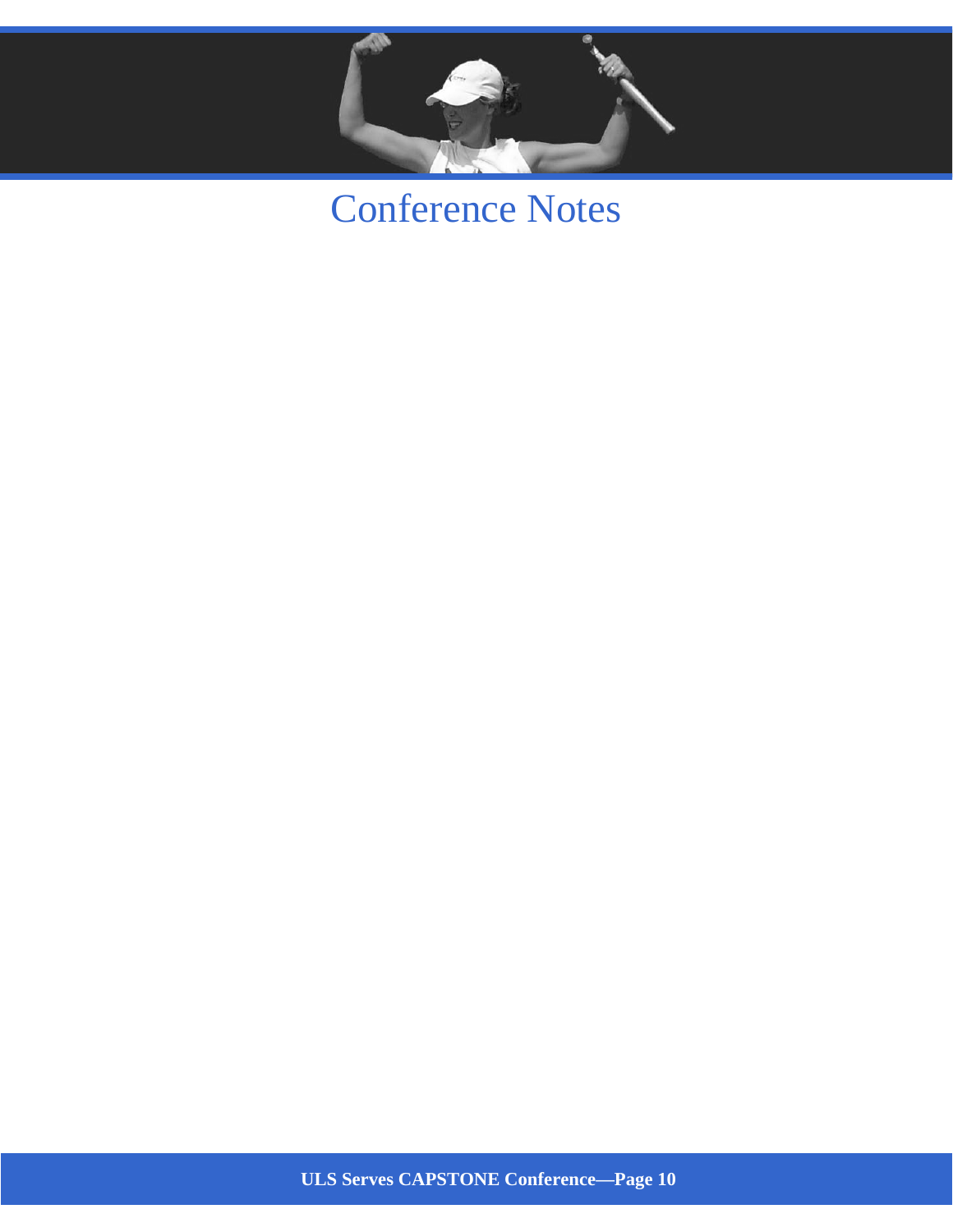# Conference Notes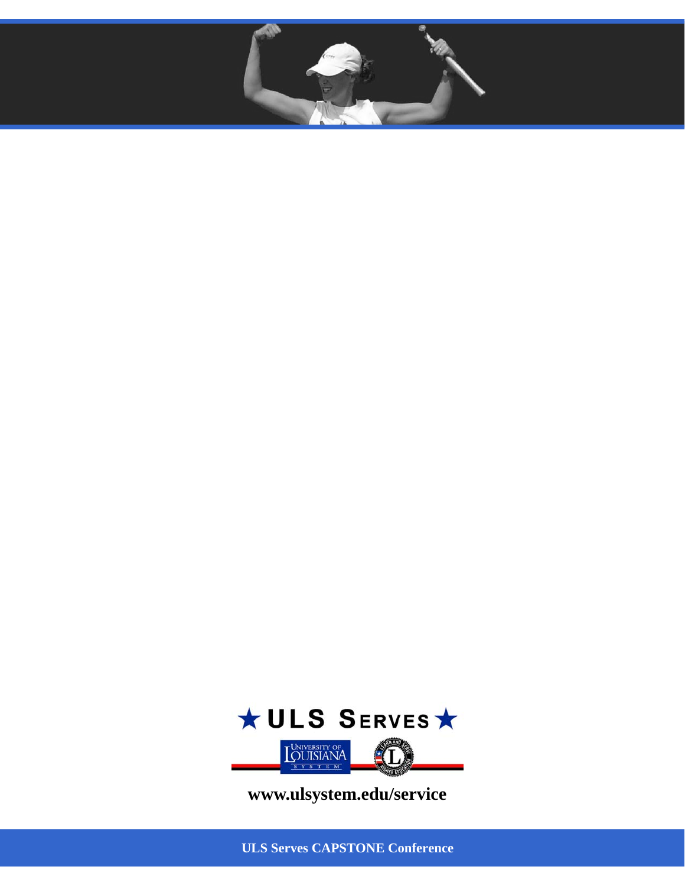★ ULS SERVES ★

UNIVERSITY OF LOUISIANA SYSTEM

LEARN AND SERVE HIGHER EDUCATION

**www.ulsystem.edu/service**

**ULS Serves CAPSTONE Conference**